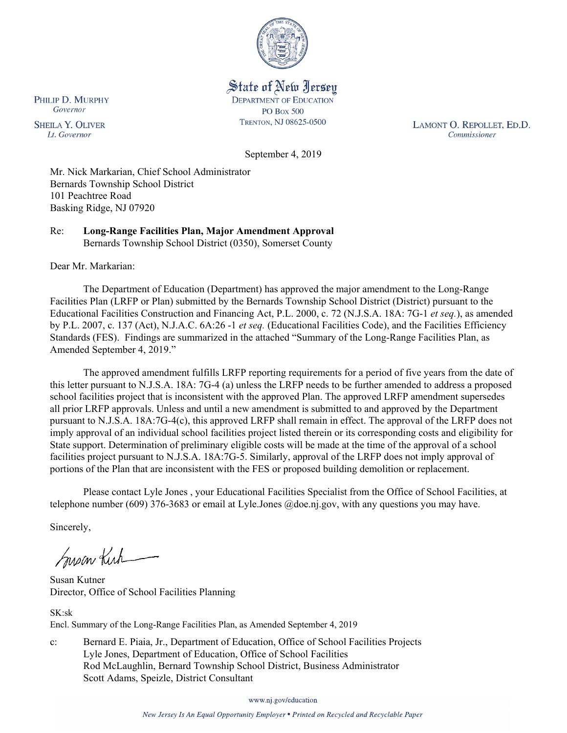State of New Jersey
DEPARTMENT OF EDUCATION
PO Box 500
TRENTON, NJ 08625-0500

PHILIP D. MURPHY
*Governor*

SHEILA Y. OLIVER
*Lt. Governor*

LAMONT O. REPOLLET, ED.D.
*Commissioner*

September 4, 2019

Mr. Nick Markarian, Chief School Administrator
Bernards Township School District
101 Peachtree Road
Basking Ridge, NJ 07920

Re: **Long-Range Facilities Plan, Major Amendment Approval**
Bernards Township School District (0350), Somerset County

Dear Mr. Markarian:

The Department of Education (Department) has approved the major amendment to the Long-Range Facilities Plan (LRFP or Plan) submitted by the Bernards Township School District (District) pursuant to the Educational Facilities Construction and Financing Act, P.L. 2000, c. 72 (N.J.S.A. 18A: 7G-1 *et seq.*), as amended by P.L. 2007, c. 137 (Act), N.J.A.C. 6A:26 -1 *et seq.* (Educational Facilities Code), and the Facilities Efficiency Standards (FES). Findings are summarized in the attached "Summary of the Long-Range Facilities Plan, as Amended September 4, 2019."

The approved amendment fulfills LRFP reporting requirements for a period of five years from the date of this letter pursuant to N.J.S.A. 18A: 7G-4 (a) unless the LRFP needs to be further amended to address a proposed school facilities project that is inconsistent with the approved Plan. The approved LRFP amendment supersedes all prior LRFP approvals. Unless and until a new amendment is submitted to and approved by the Department pursuant to N.J.S.A. 18A:7G-4(c), this approved LRFP shall remain in effect. The approval of the LRFP does not imply approval of an individual school facilities project listed therein or its corresponding costs and eligibility for State support. Determination of preliminary eligible costs will be made at the time of the approval of a school facilities project pursuant to N.J.S.A. 18A:7G-5. Similarly, approval of the LRFP does not imply approval of portions of the Plan that are inconsistent with the FES or proposed building demolition or replacement.

Please contact Lyle Jones , your Educational Facilities Specialist from the Office of School Facilities, at telephone number (609) 376-3683 or email at Lyle.Jones @doe.nj.gov, with any questions you may have.

Sincerely,

Susan Kutner
Director, Office of School Facilities Planning

SK:sk
Encl. Summary of the Long-Range Facilities Plan, as Amended September 4, 2019

c: Bernard E. Piaia, Jr., Department of Education, Office of School Facilities Projects
Lyle Jones, Department of Education, Office of School Facilities
Rod McLaughlin, Bernard Township School District, Business Administrator
Scott Adams, Speizle, District Consultant

www.nj.gov/education

*New Jersey Is An Equal Opportunity Employer • Printed on Recycled and Recyclable Paper*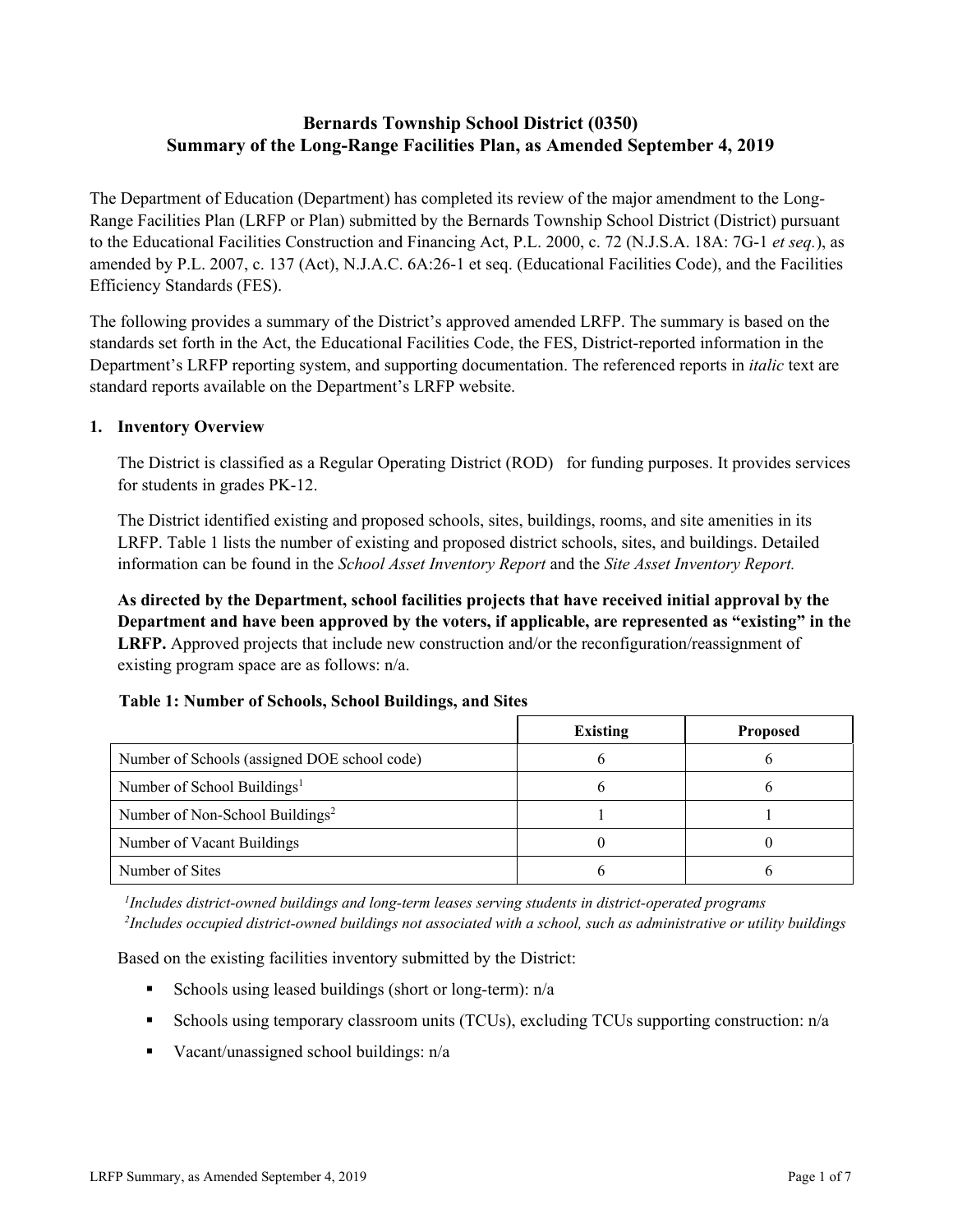# Bernards Township School District (0350)
# Summary of the Long-Range Facilities Plan, as Amended September 4, 2019

The Department of Education (Department) has completed its review of the major amendment to the Long-Range Facilities Plan (LRFP or Plan) submitted by the Bernards Township School District (District) pursuant to the Educational Facilities Construction and Financing Act, P.L. 2000, c. 72 (N.J.S.A. 18A: 7G-1 *et seq.*), as amended by P.L. 2007, c. 137 (Act), N.J.A.C. 6A:26-1 et seq. (Educational Facilities Code), and the Facilities Efficiency Standards (FES).

The following provides a summary of the District's approved amended LRFP. The summary is based on the standards set forth in the Act, the Educational Facilities Code, the FES, District-reported information in the Department's LRFP reporting system, and supporting documentation. The referenced reports in *italic* text are standard reports available on the Department's LRFP website.

## 1. Inventory Overview

The District is classified as a Regular Operating District (ROD) for funding purposes. It provides services for students in grades PK-12.

The District identified existing and proposed schools, sites, buildings, rooms, and site amenities in its LRFP. Table 1 lists the number of existing and proposed district schools, sites, and buildings. Detailed information can be found in the *School Asset Inventory Report* and the *Site Asset Inventory Report.*

**As directed by the Department, school facilities projects that have received initial approval by the Department and have been approved by the voters, if applicable, are represented as "existing" in the LRFP.** Approved projects that include new construction and/or the reconfiguration/reassignment of existing program space are as follows: n/a.

**Table 1: Number of Schools, School Buildings, and Sites**

| | Existing | Proposed |
|---|---|---|
| Number of Schools (assigned DOE school code) | 6 | 6 |
| Number of School Buildings[1] | 6 | 6 |
| Number of Non-School Buildings[2] | 1 | 1 |
| Number of Vacant Buildings | 0 | 0 |
| Number of Sites | 6 | 6 |

*[1]Includes district-owned buildings and long-term leases serving students in district-operated programs*
*[2]Includes occupied district-owned buildings not associated with a school, such as administrative or utility buildings*

Based on the existing facilities inventory submitted by the District:

- Schools using leased buildings (short or long-term): n/a
- Schools using temporary classroom units (TCUs), excluding TCUs supporting construction: n/a
- Vacant/unassigned school buildings: n/a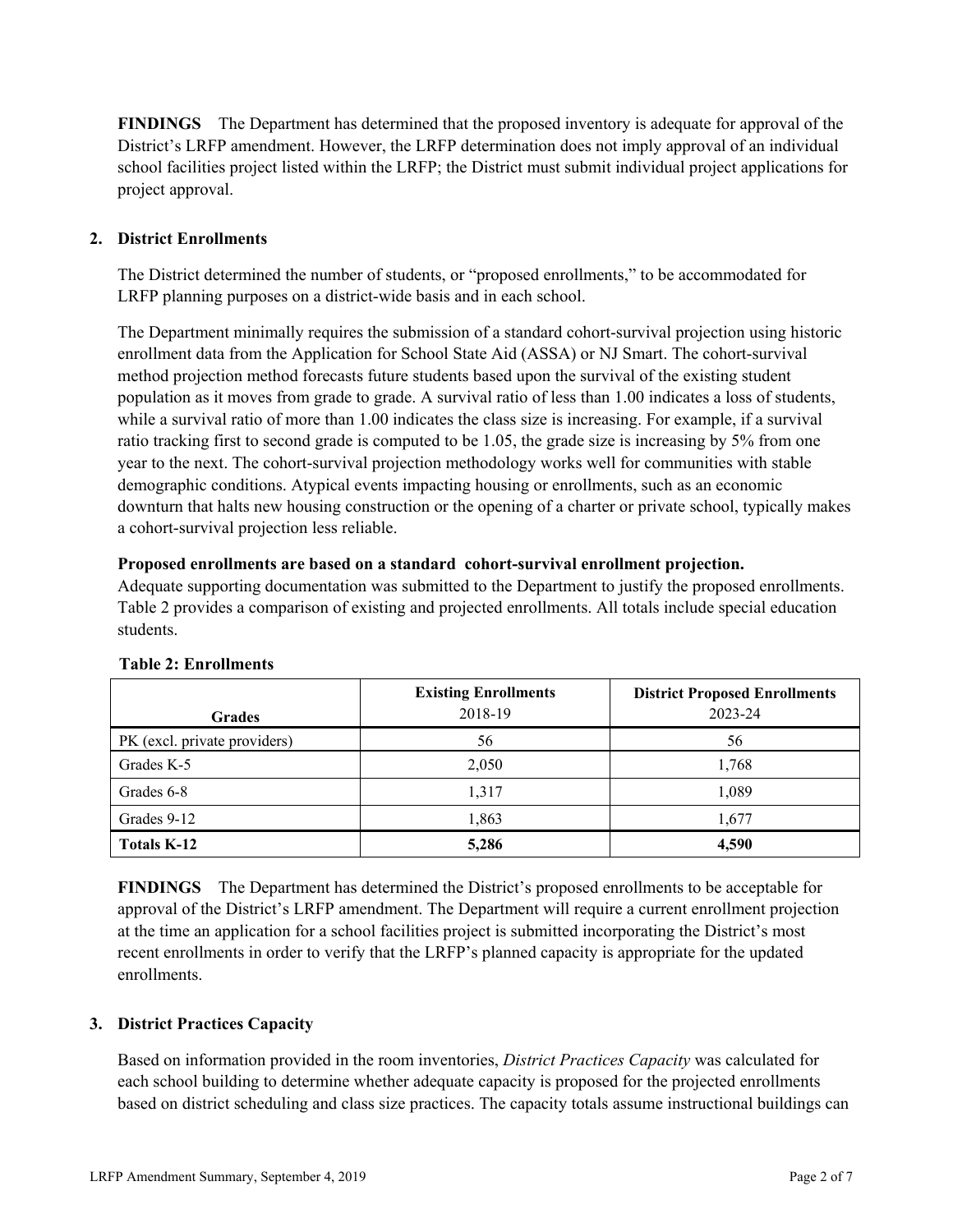**FINDINGS** The Department has determined that the proposed inventory is adequate for approval of the District's LRFP amendment. However, the LRFP determination does not imply approval of an individual school facilities project listed within the LRFP; the District must submit individual project applications for project approval.

## 2. District Enrollments

The District determined the number of students, or "proposed enrollments," to be accommodated for LRFP planning purposes on a district-wide basis and in each school.

The Department minimally requires the submission of a standard cohort-survival projection using historic enrollment data from the Application for School State Aid (ASSA) or NJ Smart. The cohort-survival method projection method forecasts future students based upon the survival of the existing student population as it moves from grade to grade. A survival ratio of less than 1.00 indicates a loss of students, while a survival ratio of more than 1.00 indicates the class size is increasing. For example, if a survival ratio tracking first to second grade is computed to be 1.05, the grade size is increasing by 5% from one year to the next. The cohort-survival projection methodology works well for communities with stable demographic conditions. Atypical events impacting housing or enrollments, such as an economic downturn that halts new housing construction or the opening of a charter or private school, typically makes a cohort-survival projection less reliable.

**Proposed enrollments are based on a standard cohort-survival enrollment projection.**
Adequate supporting documentation was submitted to the Department to justify the proposed enrollments. Table 2 provides a comparison of existing and projected enrollments. All totals include special education students.

**Table 2: Enrollments**

| Grades | Existing Enrollments 2018-19 | District Proposed Enrollments 2023-24 |
|---|---|---|
| PK (excl. private providers) | 56 | 56 |
| Grades K-5 | 2,050 | 1,768 |
| Grades 6-8 | 1,317 | 1,089 |
| Grades 9-12 | 1,863 | 1,677 |
| **Totals K-12** | **5,286** | **4,590** |

**FINDINGS** The Department has determined the District's proposed enrollments to be acceptable for approval of the District's LRFP amendment. The Department will require a current enrollment projection at the time an application for a school facilities project is submitted incorporating the District's most recent enrollments in order to verify that the LRFP's planned capacity is appropriate for the updated enrollments.

## 3. District Practices Capacity

Based on information provided in the room inventories, *District Practices Capacity* was calculated for each school building to determine whether adequate capacity is proposed for the projected enrollments based on district scheduling and class size practices. The capacity totals assume instructional buildings can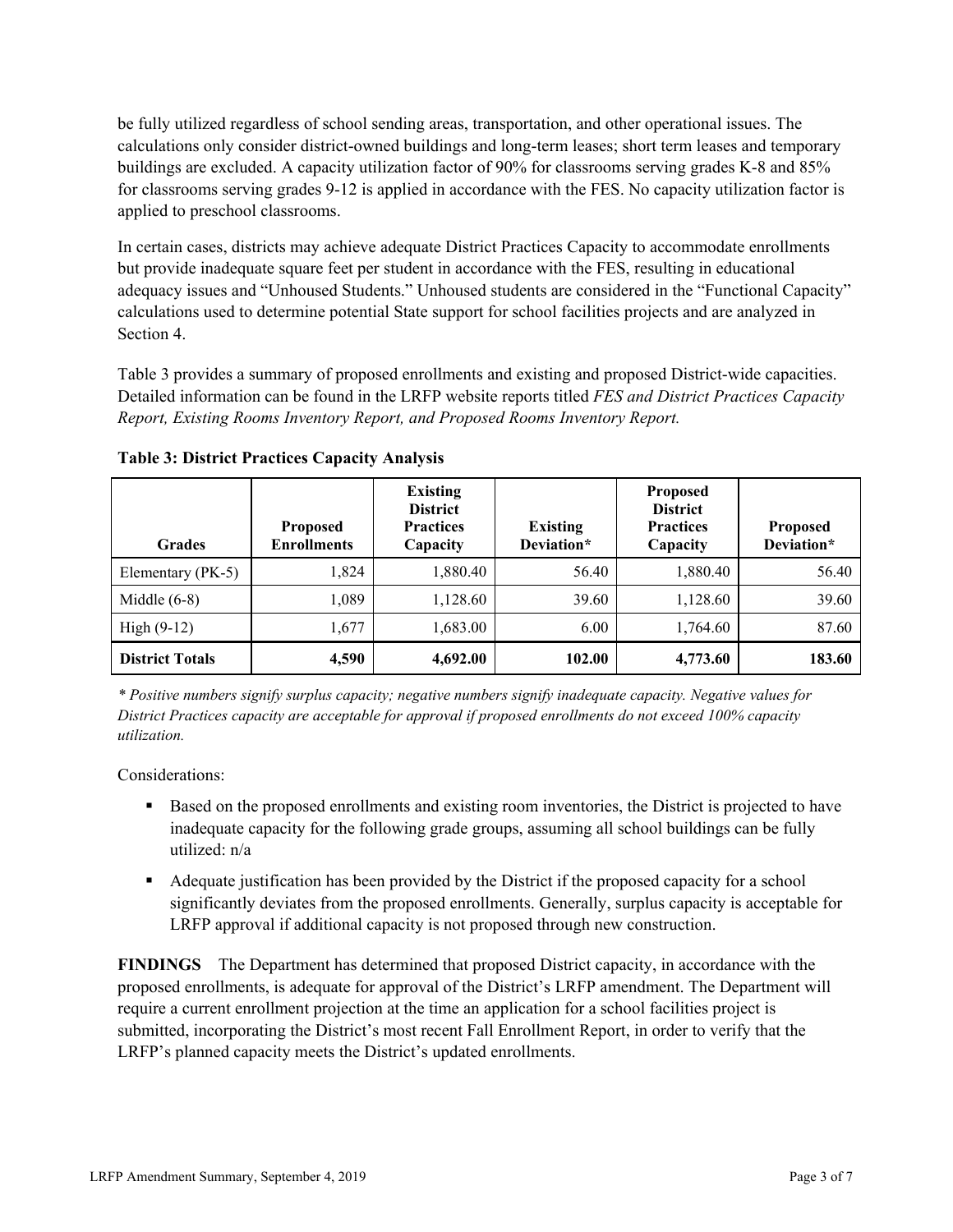be fully utilized regardless of school sending areas, transportation, and other operational issues. The calculations only consider district-owned buildings and long-term leases; short term leases and temporary buildings are excluded. A capacity utilization factor of 90% for classrooms serving grades K-8 and 85% for classrooms serving grades 9-12 is applied in accordance with the FES. No capacity utilization factor is applied to preschool classrooms.

In certain cases, districts may achieve adequate District Practices Capacity to accommodate enrollments but provide inadequate square feet per student in accordance with the FES, resulting in educational adequacy issues and "Unhoused Students." Unhoused students are considered in the "Functional Capacity" calculations used to determine potential State support for school facilities projects and are analyzed in Section 4.

Table 3 provides a summary of proposed enrollments and existing and proposed District-wide capacities. Detailed information can be found in the LRFP website reports titled *FES and District Practices Capacity Report, Existing Rooms Inventory Report, and Proposed Rooms Inventory Report.*

**Table 3: District Practices Capacity Analysis**

| Grades | Proposed Enrollments | Existing District Practices Capacity | Existing Deviation* | Proposed District Practices Capacity | Proposed Deviation* |
|---|---|---|---|---|---|
| Elementary (PK-5) | 1,824 | 1,880.40 | 56.40 | 1,880.40 | 56.40 |
| Middle (6-8) | 1,089 | 1,128.60 | 39.60 | 1,128.60 | 39.60 |
| High (9-12) | 1,677 | 1,683.00 | 6.00 | 1,764.60 | 87.60 |
| **District Totals** | **4,590** | **4,692.00** | **102.00** | **4,773.60** | **183.60** |

*\* Positive numbers signify surplus capacity; negative numbers signify inadequate capacity. Negative values for District Practices capacity are acceptable for approval if proposed enrollments do not exceed 100% capacity utilization.*

Considerations:

- Based on the proposed enrollments and existing room inventories, the District is projected to have inadequate capacity for the following grade groups, assuming all school buildings can be fully utilized: n/a
- Adequate justification has been provided by the District if the proposed capacity for a school significantly deviates from the proposed enrollments. Generally, surplus capacity is acceptable for LRFP approval if additional capacity is not proposed through new construction.

**FINDINGS** The Department has determined that proposed District capacity, in accordance with the proposed enrollments, is adequate for approval of the District's LRFP amendment. The Department will require a current enrollment projection at the time an application for a school facilities project is submitted, incorporating the District's most recent Fall Enrollment Report, in order to verify that the LRFP's planned capacity meets the District's updated enrollments.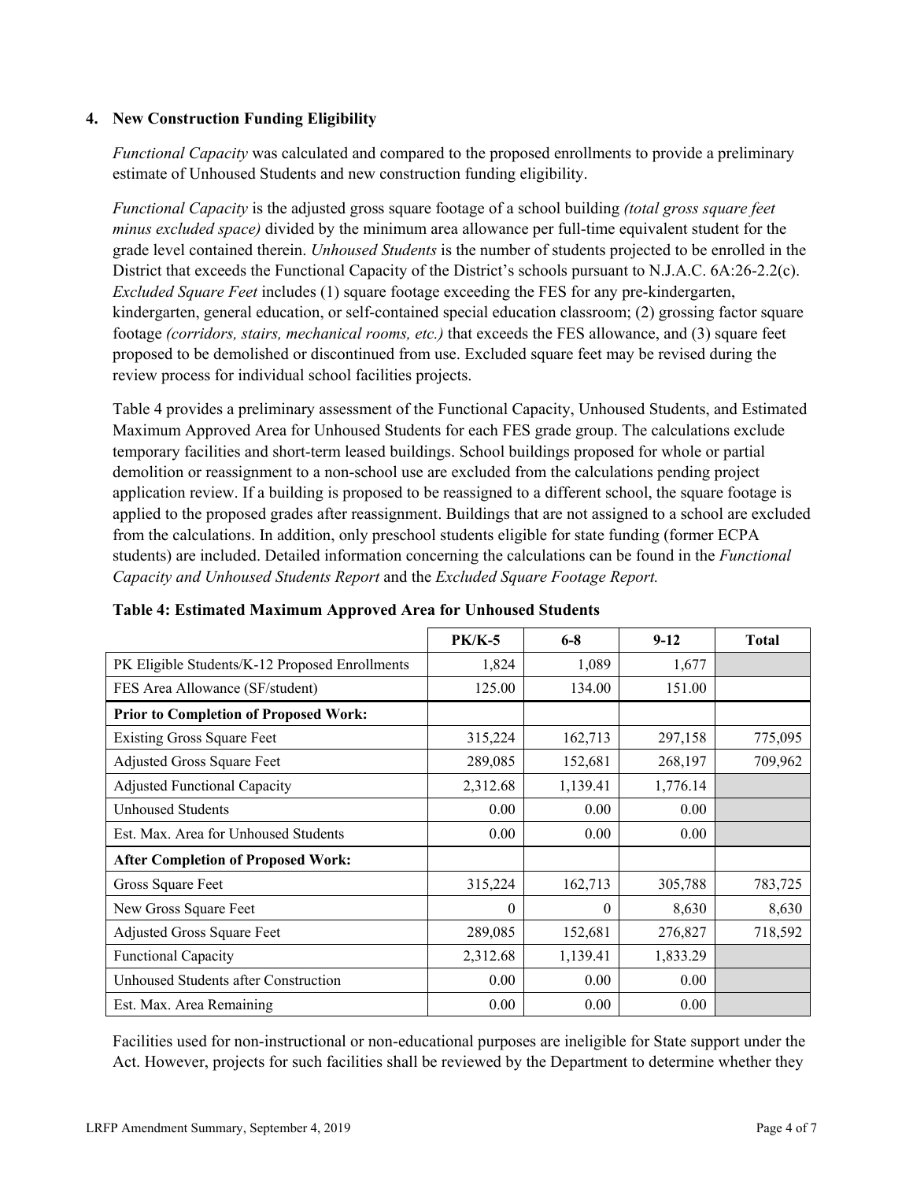## 4. New Construction Funding Eligibility

*Functional Capacity* was calculated and compared to the proposed enrollments to provide a preliminary estimate of Unhoused Students and new construction funding eligibility.

*Functional Capacity* is the adjusted gross square footage of a school building *(total gross square feet minus excluded space)* divided by the minimum area allowance per full-time equivalent student for the grade level contained therein. *Unhoused Students* is the number of students projected to be enrolled in the District that exceeds the Functional Capacity of the District's schools pursuant to N.J.A.C. 6A:26-2.2(c). *Excluded Square Feet* includes (1) square footage exceeding the FES for any pre-kindergarten, kindergarten, general education, or self-contained special education classroom; (2) grossing factor square footage *(corridors, stairs, mechanical rooms, etc.)* that exceeds the FES allowance, and (3) square feet proposed to be demolished or discontinued from use. Excluded square feet may be revised during the review process for individual school facilities projects.

Table 4 provides a preliminary assessment of the Functional Capacity, Unhoused Students, and Estimated Maximum Approved Area for Unhoused Students for each FES grade group. The calculations exclude temporary facilities and short-term leased buildings. School buildings proposed for whole or partial demolition or reassignment to a non-school use are excluded from the calculations pending project application review. If a building is proposed to be reassigned to a different school, the square footage is applied to the proposed grades after reassignment. Buildings that are not assigned to a school are excluded from the calculations. In addition, only preschool students eligible for state funding (former ECPA students) are included. Detailed information concerning the calculations can be found in the *Functional Capacity and Unhoused Students Report* and the *Excluded Square Footage Report.*

**Table 4: Estimated Maximum Approved Area for Unhoused Students**

| | PK/K-5 | 6-8 | 9-12 | Total |
|---|---|---|---|---|
| PK Eligible Students/K-12 Proposed Enrollments | 1,824 | 1,089 | 1,677 | |
| FES Area Allowance (SF/student) | 125.00 | 134.00 | 151.00 | |
| **Prior to Completion of Proposed Work:** | | | | |
| Existing Gross Square Feet | 315,224 | 162,713 | 297,158 | 775,095 |
| Adjusted Gross Square Feet | 289,085 | 152,681 | 268,197 | 709,962 |
| Adjusted Functional Capacity | 2,312.68 | 1,139.41 | 1,776.14 | |
| Unhoused Students | 0.00 | 0.00 | 0.00 | |
| Est. Max. Area for Unhoused Students | 0.00 | 0.00 | 0.00 | |
| **After Completion of Proposed Work:** | | | | |
| Gross Square Feet | 315,224 | 162,713 | 305,788 | 783,725 |
| New Gross Square Feet | 0 | 0 | 8,630 | 8,630 |
| Adjusted Gross Square Feet | 289,085 | 152,681 | 276,827 | 718,592 |
| Functional Capacity | 2,312.68 | 1,139.41 | 1,833.29 | |
| Unhoused Students after Construction | 0.00 | 0.00 | 0.00 | |
| Est. Max. Area Remaining | 0.00 | 0.00 | 0.00 | |

Facilities used for non-instructional or non-educational purposes are ineligible for State support under the Act. However, projects for such facilities shall be reviewed by the Department to determine whether they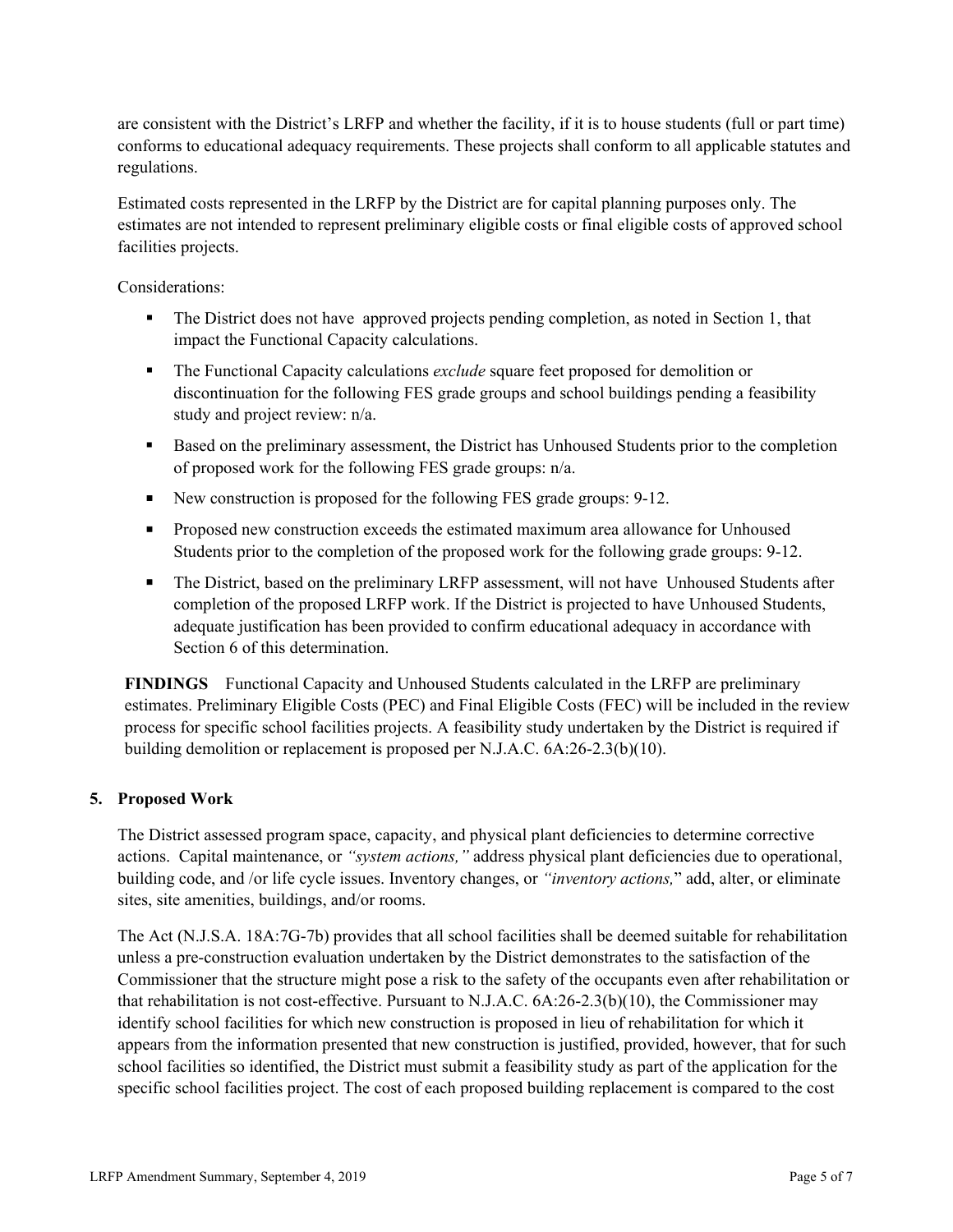are consistent with the District's LRFP and whether the facility, if it is to house students (full or part time) conforms to educational adequacy requirements. These projects shall conform to all applicable statutes and regulations.

Estimated costs represented in the LRFP by the District are for capital planning purposes only. The estimates are not intended to represent preliminary eligible costs or final eligible costs of approved school facilities projects.

Considerations:

- The District does not have approved projects pending completion, as noted in Section 1, that impact the Functional Capacity calculations.
- The Functional Capacity calculations *exclude* square feet proposed for demolition or discontinuation for the following FES grade groups and school buildings pending a feasibility study and project review: n/a.
- Based on the preliminary assessment, the District has Unhoused Students prior to the completion of proposed work for the following FES grade groups: n/a.
- New construction is proposed for the following FES grade groups: 9-12.
- Proposed new construction exceeds the estimated maximum area allowance for Unhoused Students prior to the completion of the proposed work for the following grade groups: 9-12.
- The District, based on the preliminary LRFP assessment, will not have Unhoused Students after completion of the proposed LRFP work. If the District is projected to have Unhoused Students, adequate justification has been provided to confirm educational adequacy in accordance with Section 6 of this determination.

**FINDINGS** Functional Capacity and Unhoused Students calculated in the LRFP are preliminary estimates. Preliminary Eligible Costs (PEC) and Final Eligible Costs (FEC) will be included in the review process for specific school facilities projects. A feasibility study undertaken by the District is required if building demolition or replacement is proposed per N.J.A.C. 6A:26-2.3(b)(10).

## 5. Proposed Work

The District assessed program space, capacity, and physical plant deficiencies to determine corrective actions. Capital maintenance, or *"system actions,"* address physical plant deficiencies due to operational, building code, and /or life cycle issues. Inventory changes, or *"inventory actions,"* add, alter, or eliminate sites, site amenities, buildings, and/or rooms.

The Act (N.J.S.A. 18A:7G-7b) provides that all school facilities shall be deemed suitable for rehabilitation unless a pre-construction evaluation undertaken by the District demonstrates to the satisfaction of the Commissioner that the structure might pose a risk to the safety of the occupants even after rehabilitation or that rehabilitation is not cost-effective. Pursuant to N.J.A.C. 6A:26-2.3(b)(10), the Commissioner may identify school facilities for which new construction is proposed in lieu of rehabilitation for which it appears from the information presented that new construction is justified, provided, however, that for such school facilities so identified, the District must submit a feasibility study as part of the application for the specific school facilities project. The cost of each proposed building replacement is compared to the cost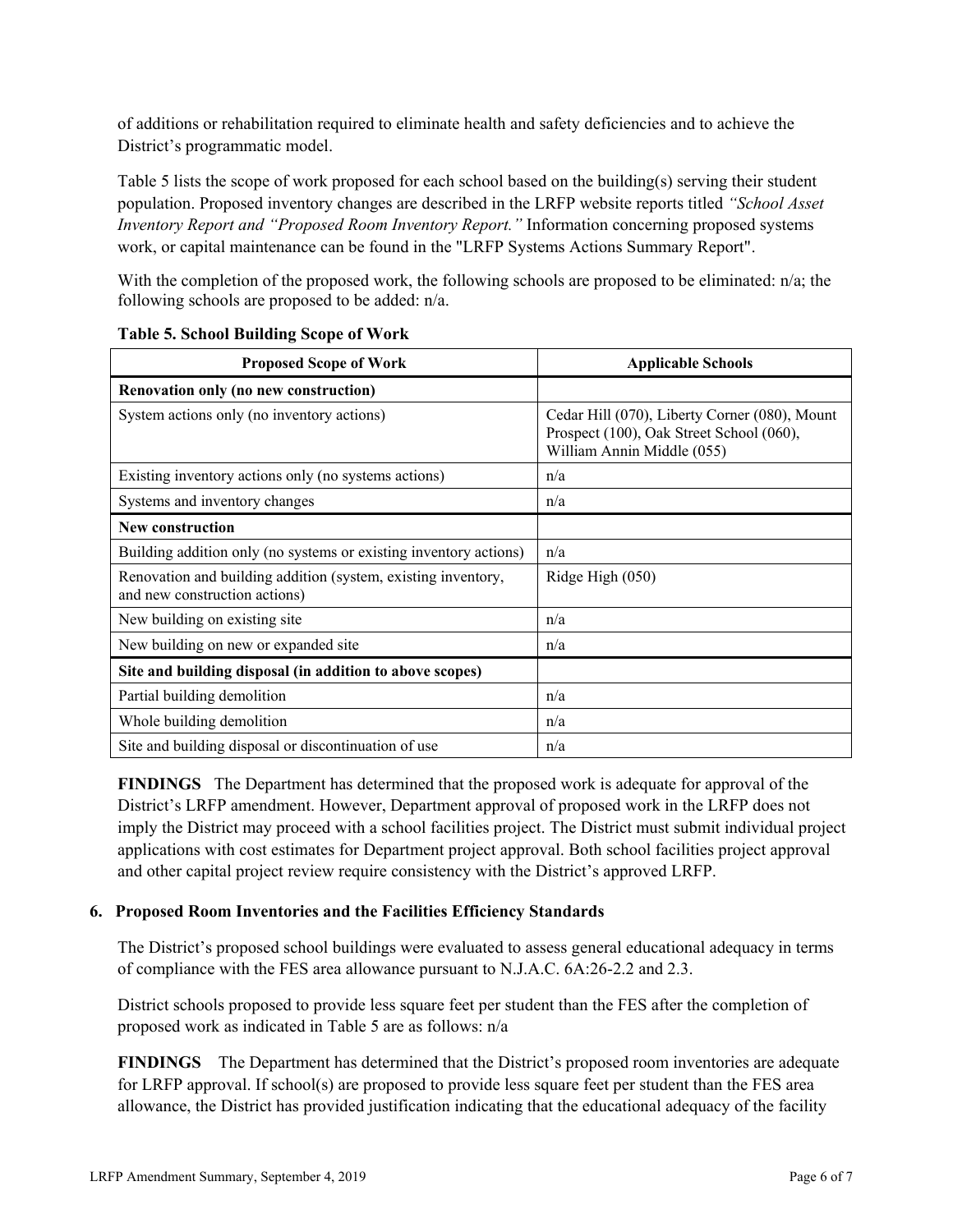of additions or rehabilitation required to eliminate health and safety deficiencies and to achieve the District's programmatic model.

Table 5 lists the scope of work proposed for each school based on the building(s) serving their student population. Proposed inventory changes are described in the LRFP website reports titled *"School Asset Inventory Report and "Proposed Room Inventory Report."* Information concerning proposed systems work, or capital maintenance can be found in the "LRFP Systems Actions Summary Report".

With the completion of the proposed work, the following schools are proposed to be eliminated: n/a; the following schools are proposed to be added: n/a.

**Table 5. School Building Scope of Work**

| Proposed Scope of Work | Applicable Schools |
|---|---|
| **Renovation only (no new construction)** | |
| System actions only (no inventory actions) | Cedar Hill (070), Liberty Corner (080), Mount Prospect (100), Oak Street School (060), William Annin Middle (055) |
| Existing inventory actions only (no systems actions) | n/a |
| Systems and inventory changes | n/a |
| **New construction** | |
| Building addition only (no systems or existing inventory actions) | n/a |
| Renovation and building addition (system, existing inventory, and new construction actions) | Ridge High (050) |
| New building on existing site | n/a |
| New building on new or expanded site | n/a |
| **Site and building disposal (in addition to above scopes)** | |
| Partial building demolition | n/a |
| Whole building demolition | n/a |
| Site and building disposal or discontinuation of use | n/a |

**FINDINGS** The Department has determined that the proposed work is adequate for approval of the District's LRFP amendment. However, Department approval of proposed work in the LRFP does not imply the District may proceed with a school facilities project. The District must submit individual project applications with cost estimates for Department project approval. Both school facilities project approval and other capital project review require consistency with the District's approved LRFP.

### 6. Proposed Room Inventories and the Facilities Efficiency Standards

The District's proposed school buildings were evaluated to assess general educational adequacy in terms of compliance with the FES area allowance pursuant to N.J.A.C. 6A:26-2.2 and 2.3.

District schools proposed to provide less square feet per student than the FES after the completion of proposed work as indicated in Table 5 are as follows: n/a

**FINDINGS** The Department has determined that the District's proposed room inventories are adequate for LRFP approval. If school(s) are proposed to provide less square feet per student than the FES area allowance, the District has provided justification indicating that the educational adequacy of the facility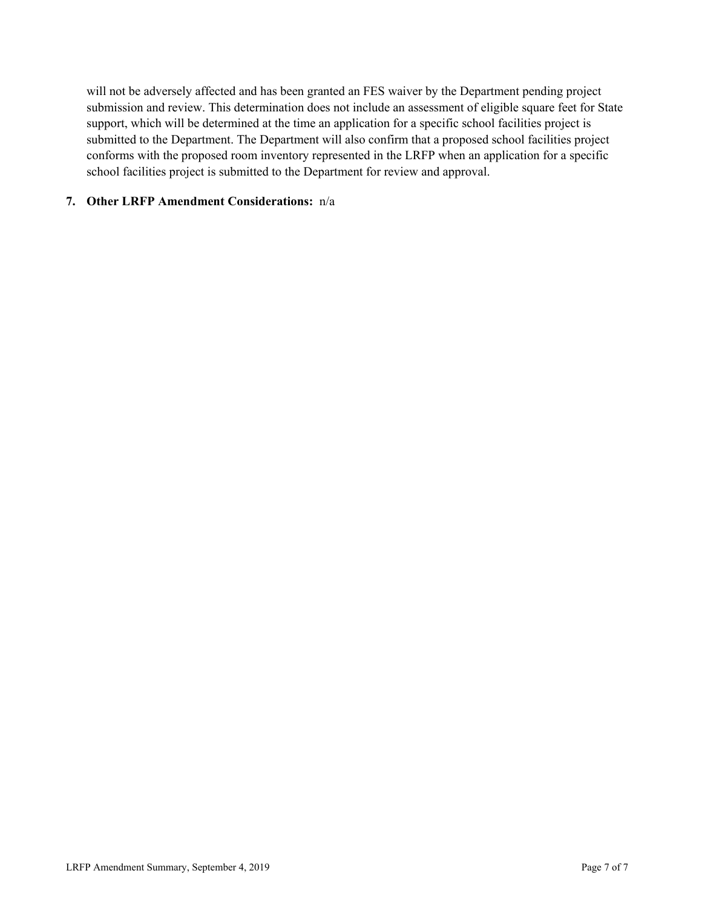will not be adversely affected and has been granted an FES waiver by the Department pending project submission and review. This determination does not include an assessment of eligible square feet for State support, which will be determined at the time an application for a specific school facilities project is submitted to the Department. The Department will also confirm that a proposed school facilities project conforms with the proposed room inventory represented in the LRFP when an application for a specific school facilities project is submitted to the Department for review and approval.

7. **Other LRFP Amendment Considerations:** n/a